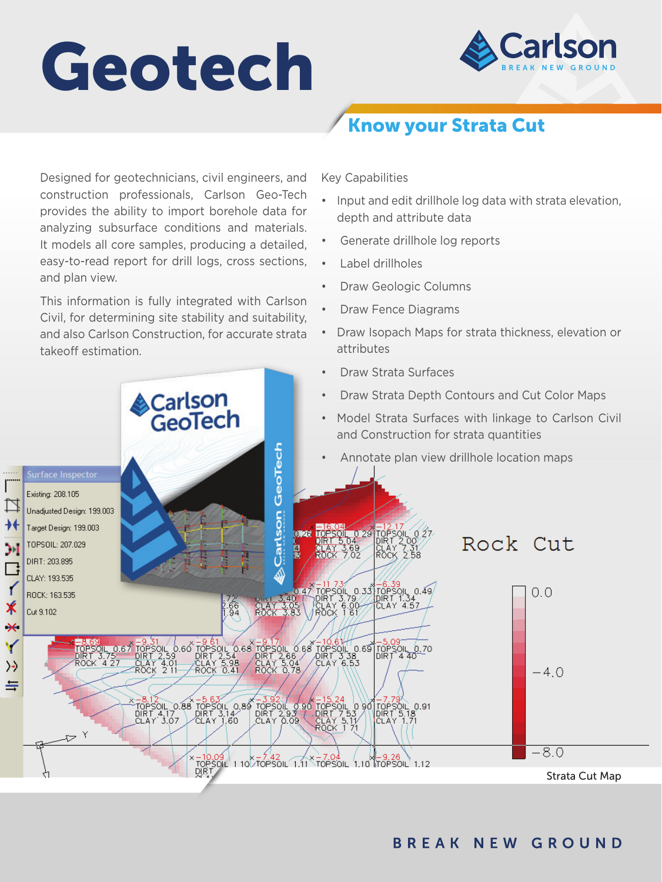# Geotech

## Know your Strata Cut

Designed for geotechnicians, civil engineers, and construction professionals, Carlson Geo-Tech provides the ability to import borehole data for analyzing subsurface conditions and materials. It models all core samples, producing a detailed, easy-to-read report for drill logs, cross sections, and plan view.

This information is fully integrated with Carlson Civil, for determining site stability and suitability, and also Carlson Construction, for accurate strata takeoff estimation.

Key Capabilities

- Input and edit drillhole log data with strata elevation, depth and attribute data
- Generate drillhole log reports
- Label drillholes
- Draw Geologic Columns
- Draw Fence Diagrams
- Draw Isopach Maps for strata thickness, elevation or attributes
- Draw Strata Surfaces
- Draw Strata Depth Contours and Cut Color Maps
- Model Strata Surfaces with linkage to Carlson Civil and Construction for strata quantities
- Annotate plan view drillhole location maps

Strata Cut Map

BREAK NEW GROUND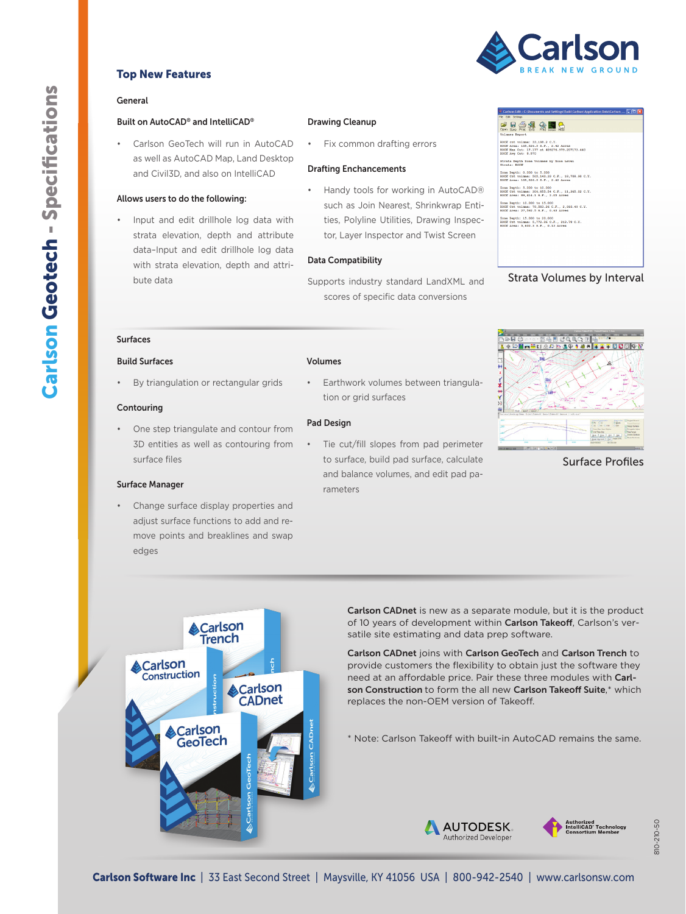# Carlson Geotech - Specifications

## Top New Features

### General

#### Built on AutoCAD® and IntelliCAD®

- Carlson GeoTech will run in AutoCAD as well as AutoCAD Map, Land Desktop and Civil3D, and also on IntelliCAD

#### Allows users to do the following:

- Input and edit drillhole log data with strata elevation, depth and attribute data–Input and edit drillhole log data with strata elevation, depth and attribute data

#### Drawing Cleanup

- Fix common drafting errors

#### Drafting Enchancements

- Handy tools for working in AutoCAD® such as Join Nearest, Shrinkwrap Entities, Polyline Utilities, Drawing Inspector, Layer Inspector and Twist Screen

#### Data Compatibility

Supports industry standard LandXML and scores of specific data conversions

Strata Volumes by Interval

### Surfaces

#### Build Surfaces

- By triangulation or rectangular grids

#### Contouring

- One step triangulate and contour from 3D entities as well as contouring from surface files

#### Surface Manager

- Change surface display properties and adjust surface functions to add and remove points and breaklines and swap edges

#### Volumes

- Earthwork volumes between triangulation or grid surfaces

#### Pad Design

- Tie cut/fill slopes from pad perimeter to surface, build pad surface, calculate and balance volumes, and edit pad parameters

Surface Profiles

**Carlson CADnet** is new as a separate module, but it is the product of 10 years of development within **Carlson Takeoff**, Carlson's versatile site estimating and data prep software.

**Carlson CADnet** joins with **Carlson GeoTech** and **Carlson Trench** to provide customers the flexibility to obtain just the software they need at an affordable price. Pair these three modules with **Carlson Construction** to form the all new **Carlson Takeoff Suite**,* which replaces the non-OEM version of Takeoff.

* Note: Carlson Takeoff with built-in AutoCAD remains the same.

AUTODESK. Authorized Developer

Authorized IntelliCAD® Technology Consortium Member

810-210-50

**Carlson Software Inc** | 33 East Second Street | Maysville, KY 41056 USA | 800-942-2540 | www.carlsonsw.com